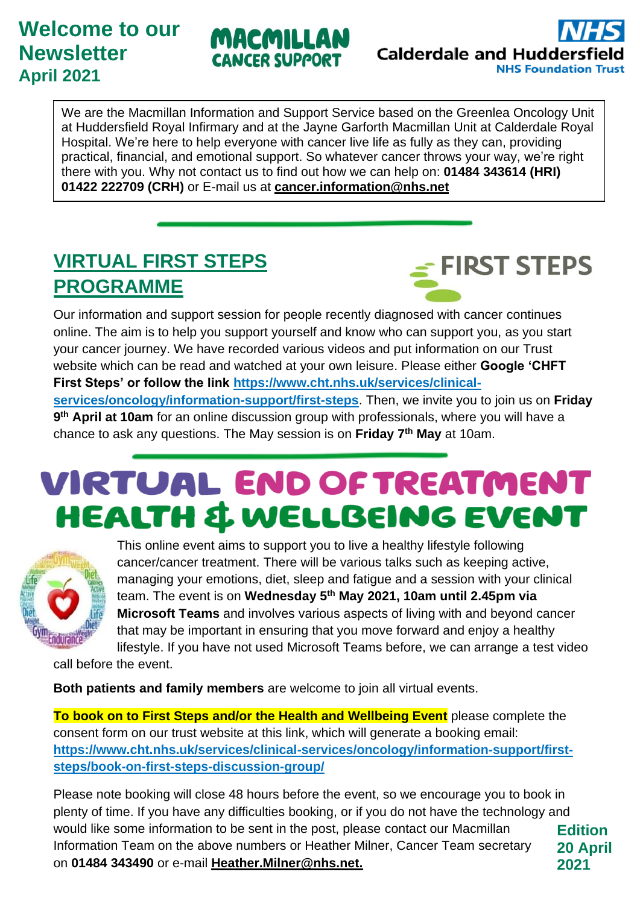# Welcome to our Newsletter
## April 2021

MACMILLAN CANCER SUPPORT

NHS Calderdale and Huddersfield NHS Foundation Trust

We are the Macmillan Information and Support Service based on the Greenlea Oncology Unit at Huddersfield Royal Infirmary and at the Jayne Garforth Macmillan Unit at Calderdale Royal Hospital. We're here to help everyone with cancer live life as fully as they can, providing practical, financial, and emotional support. So whatever cancer throws your way, we're right there with you. Why not contact us to find out how we can help on: **01484 343614 (HRI) 01422 222709 (CRH)** or E-mail us at **cancer.information@nhs.net**

## VIRTUAL FIRST STEPS PROGRAMME

FIRST STEPS

Our information and support session for people recently diagnosed with cancer continues online. The aim is to help you support yourself and know who can support you, as you start your cancer journey. We have recorded various videos and put information on our Trust website which can be read and watched at your own leisure. Please either **Google 'CHFT First Steps' or follow the link https://www.cht.nhs.uk/services/clinical-services/oncology/information-support/first-steps**. Then, we invite you to join us on **Friday 9th April at 10am** for an online discussion group with professionals, where you will have a chance to ask any questions. The May session is on **Friday 7th May** at 10am.

## VIRTUAL END OF TREATMENT HEALTH & WELLBEING EVENT

This online event aims to support you to live a healthy lifestyle following cancer/cancer treatment. There will be various talks such as keeping active, managing your emotions, diet, sleep and fatigue and a session with your clinical team. The event is on **Wednesday 5th May 2021, 10am until 2.45pm via Microsoft Teams** and involves various aspects of living with and beyond cancer that may be important in ensuring that you move forward and enjoy a healthy lifestyle. If you have not used Microsoft Teams before, we can arrange a test video call before the event.

**Both patients and family members** are welcome to join all virtual events.

**To book on to First Steps and/or the Health and Wellbeing Event** please complete the consent form on our trust website at this link, which will generate a booking email: **https://www.cht.nhs.uk/services/clinical-services/oncology/information-support/first-steps/book-on-first-steps-discussion-group/**

Please note booking will close 48 hours before the event, so we encourage you to book in plenty of time. If you have any difficulties booking, or if you do not have the technology and would like some information to be sent in the post, please contact our Macmillan Information Team on the above numbers or Heather Milner, Cancer Team secretary on **01484 343490** or e-mail **Heather.Milner@nhs.net.**

**Edition 20 April 2021**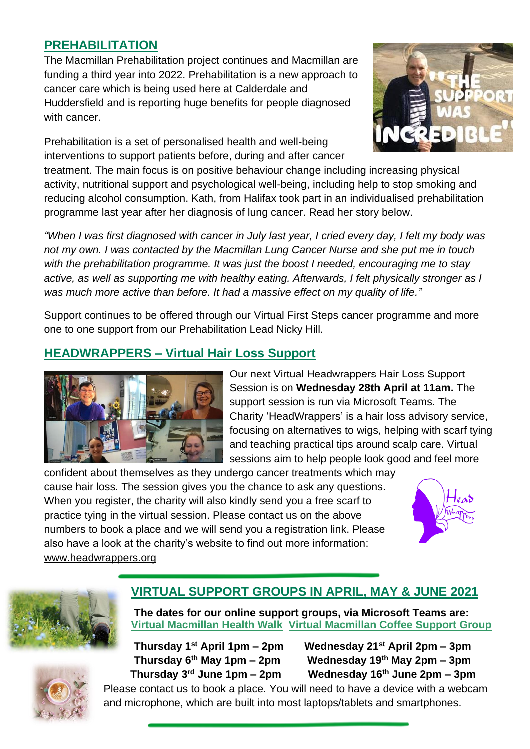## PREHABILITATION

The Macmillan Prehabilitation project continues and Macmillan are funding a third year into 2022. Prehabilitation is a new approach to cancer care which is being used here at Calderdale and Huddersfield and is reporting huge benefits for people diagnosed with cancer.

Prehabilitation is a set of personalised health and well-being interventions to support patients before, during and after cancer treatment. The main focus is on positive behaviour change including increasing physical activity, nutritional support and psychological well-being, including help to stop smoking and reducing alcohol consumption. Kath, from Halifax took part in an individualised prehabilitation programme last year after her diagnosis of lung cancer. Read her story below.

*"When I was first diagnosed with cancer in July last year, I cried every day, I felt my body was not my own. I was contacted by the Macmillan Lung Cancer Nurse and she put me in touch with the prehabilitation programme. It was just the boost I needed, encouraging me to stay active, as well as supporting me with healthy eating. Afterwards, I felt physically stronger as I was much more active than before. It had a massive effect on my quality of life."*

Support continues to be offered through our Virtual First Steps cancer programme and more one to one support from our Prehabilitation Lead Nicky Hill.

## HEADWRAPPERS – Virtual Hair Loss Support

Our next Virtual Headwrappers Hair Loss Support Session is on **Wednesday 28th April at 11am.** The support session is run via Microsoft Teams. The Charity 'HeadWrappers' is a hair loss advisory service, focusing on alternatives to wigs, helping with scarf tying and teaching practical tips around scalp care. Virtual sessions aim to help people look good and feel more confident about themselves as they undergo cancer treatments which may cause hair loss. The session gives you the chance to ask any questions. When you register, the charity will also kindly send you a free scarf to practice tying in the virtual session. Please contact us on the above numbers to book a place and we will send you a registration link. Please also have a look at the charity's website to find out more information: www.headwrappers.org

## VIRTUAL SUPPORT GROUPS IN APRIL, MAY & JUNE 2021

**The dates for our online support groups, via Microsoft Teams are:**

| Virtual Macmillan Health Walk | Virtual Macmillan Coffee Support Group |
|---|---|
| **Thursday 1st April 1pm – 2pm** | **Wednesday 21st April 2pm – 3pm** |
| **Thursday 6th May 1pm – 2pm** | **Wednesday 19th May 2pm – 3pm** |
| **Thursday 3rd June 1pm – 2pm** | **Wednesday 16th June 2pm – 3pm** |

Please contact us to book a place. You will need to have a device with a webcam and microphone, which are built into most laptops/tablets and smartphones.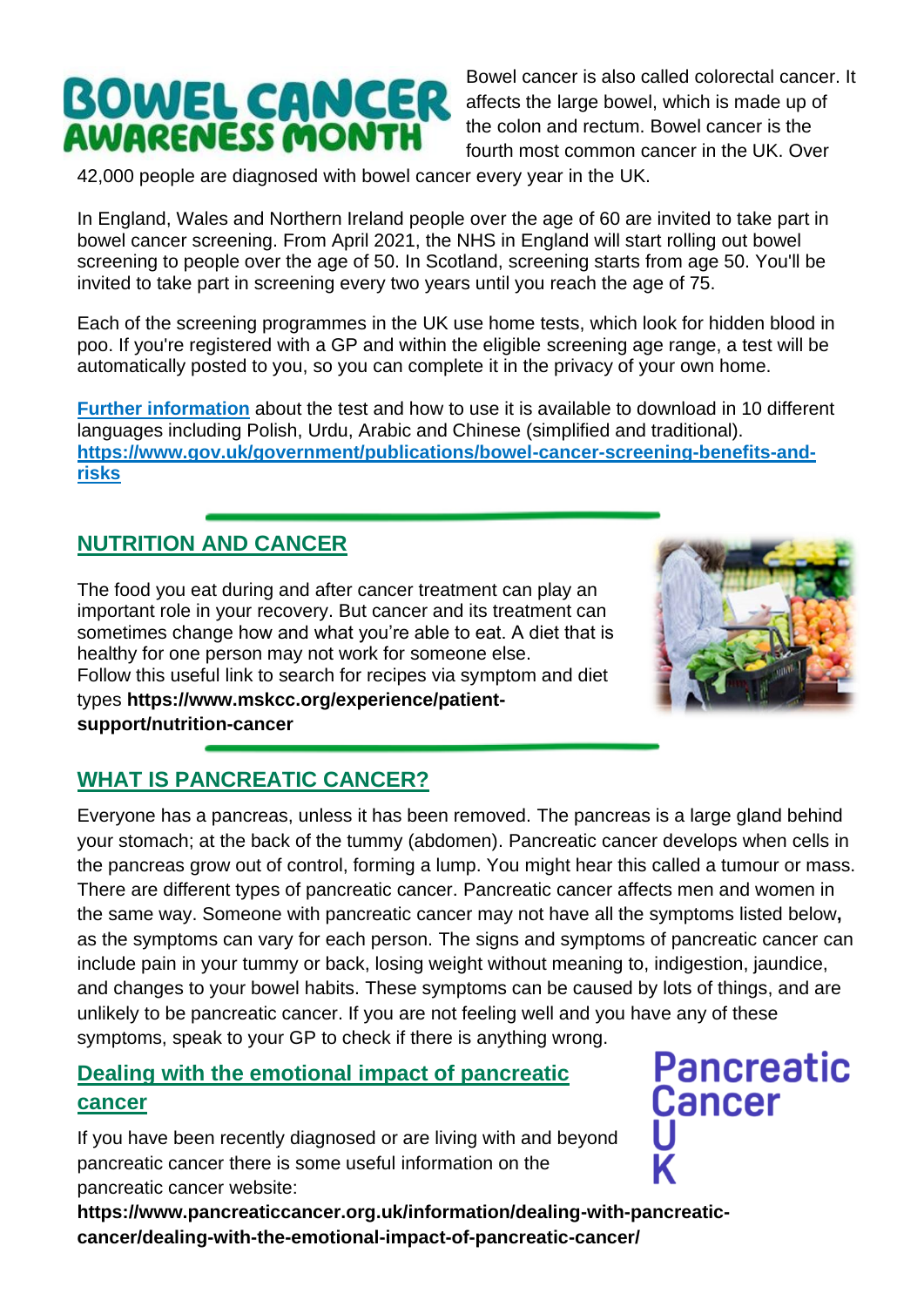# BOWEL CANCER AWARENESS MONTH

Bowel cancer is also called colorectal cancer. It affects the large bowel, which is made up of the colon and rectum. Bowel cancer is the fourth most common cancer in the UK. Over 42,000 people are diagnosed with bowel cancer every year in the UK.

In England, Wales and Northern Ireland people over the age of 60 are invited to take part in bowel cancer screening. From April 2021, the NHS in England will start rolling out bowel screening to people over the age of 50. In Scotland, screening starts from age 50. You'll be invited to take part in screening every two years until you reach the age of 75.

Each of the screening programmes in the UK use home tests, which look for hidden blood in poo. If you're registered with a GP and within the eligible screening age range, a test will be automatically posted to you, so you can complete it in the privacy of your own home.

**Further information** about the test and how to use it is available to download in 10 different languages including Polish, Urdu, Arabic and Chinese (simplified and traditional). **https://www.gov.uk/government/publications/bowel-cancer-screening-benefits-and-risks**

## NUTRITION AND CANCER

The food you eat during and after cancer treatment can play an important role in your recovery. But cancer and its treatment can sometimes change how and what you're able to eat. A diet that is healthy for one person may not work for someone else.
Follow this useful link to search for recipes via symptom and diet types **https://www.mskcc.org/experience/patient-support/nutrition-cancer**

## WHAT IS PANCREATIC CANCER?

Everyone has a pancreas, unless it has been removed. The pancreas is a large gland behind your stomach; at the back of the tummy (abdomen). Pancreatic cancer develops when cells in the pancreas grow out of control, forming a lump. You might hear this called a tumour or mass. There are different types of pancreatic cancer. Pancreatic cancer affects men and women in the same way. Someone with pancreatic cancer may not have all the symptoms listed below**,** as the symptoms can vary for each person. The signs and symptoms of pancreatic cancer can include pain in your tummy or back, losing weight without meaning to, indigestion, jaundice, and changes to your bowel habits. These symptoms can be caused by lots of things, and are unlikely to be pancreatic cancer. If you are not feeling well and you have any of these symptoms, speak to your GP to check if there is anything wrong.

### Dealing with the emotional impact of pancreatic cancer

Pancreatic Cancer UK

If you have been recently diagnosed or are living with and beyond pancreatic cancer there is some useful information on the pancreatic cancer website:
**https://www.pancreaticcancer.org.uk/information/dealing-with-pancreatic-cancer/dealing-with-the-emotional-impact-of-pancreatic-cancer/**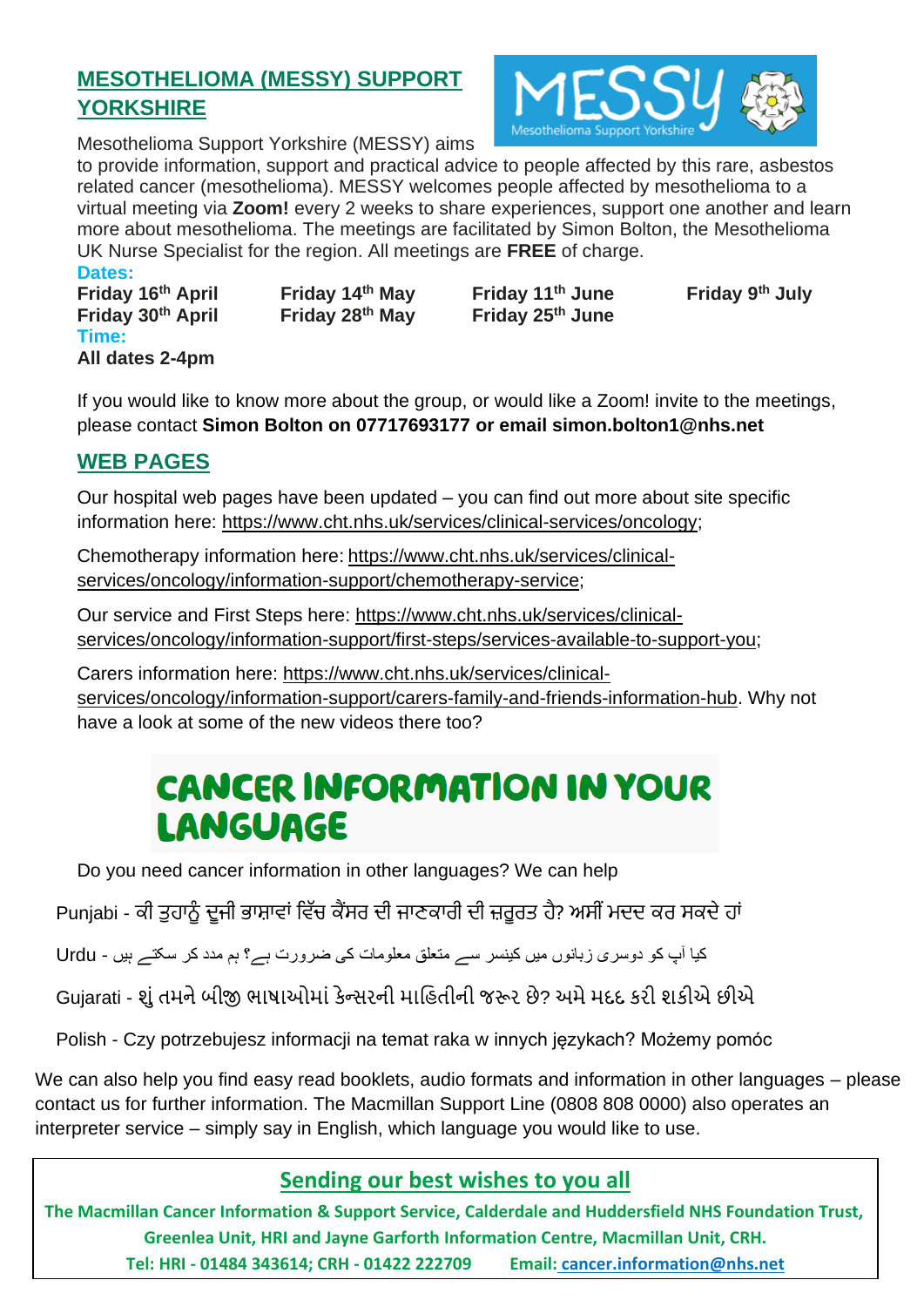## MESOTHELIOMA (MESSY) SUPPORT YORKSHIRE

Mesothelioma Support Yorkshire (MESSY) aims to provide information, support and practical advice to people affected by this rare, asbestos related cancer (mesothelioma). MESSY welcomes people affected by mesothelioma to a virtual meeting via **Zoom!** every 2 weeks to share experiences, support one another and learn more about mesothelioma. The meetings are facilitated by Simon Bolton, the Mesothelioma UK Nurse Specialist for the region. All meetings are **FREE** of charge.

**Dates:**

**Friday 16th April**
**Friday 30th April**
**Friday 14th May**
**Friday 28th May**
**Friday 11th June**
**Friday 25th June**
**Friday 9th July**

**Time:**

**All dates 2-4pm**

If you would like to know more about the group, or would like a Zoom! invite to the meetings, please contact **Simon Bolton on 07717693177 or email simon.bolton1@nhs.net**

## WEB PAGES

Our hospital web pages have been updated – you can find out more about site specific information here: https://www.cht.nhs.uk/services/clinical-services/oncology;

Chemotherapy information here: https://www.cht.nhs.uk/services/clinical-services/oncology/information-support/chemotherapy-service;

Our service and First Steps here: https://www.cht.nhs.uk/services/clinical-services/oncology/information-support/first-steps/services-available-to-support-you;

Carers information here: https://www.cht.nhs.uk/services/clinical-services/oncology/information-support/carers-family-and-friends-information-hub. Why not have a look at some of the new videos there too?

## CANCER INFORMATION IN YOUR LANGUAGE

Do you need cancer information in other languages? We can help

Punjabi - ਕੀ ਤੁਹਾਨੂੰ ਦੂਜੀ ਭਾਸ਼ਾਵਾਂ ਵਿੱਚ ਕੈਂਸਰ ਦੀ ਜਾਣਕਾਰੀ ਦੀ ਜ਼ਰੂਰਤ ਹੈ? ਅਸੀਂ ਮਦਦ ਕਰ ਸਕਦੇ ਹਾਂ

Urdu - کیا آپ کو دوسری زبانوں میں کینسر سے متعلق معلومات کی ضرورت ہے؟ ہم مدد کر سکتے ہیں

Gujarati - શું તમને બીજી ભાષાઓમાં કેન્સરની માહિતીની જરૂર છે? અમે મદદ કરી શકીએ છીએ

Polish - Czy potrzebujesz informacji na temat raka w innych językach? Możemy pomóc

We can also help you find easy read booklets, audio formats and information in other languages – please contact us for further information. The Macmillan Support Line (0808 808 0000) also operates an interpreter service – simply say in English, which language you would like to use.

**Sending our best wishes to you all**

**The Macmillan Cancer Information & Support Service, Calderdale and Huddersfield NHS Foundation Trust, Greenlea Unit, HRI and Jayne Garforth Information Centre, Macmillan Unit, CRH.**

**Tel: HRI - 01484 343614; CRH - 01422 222709 Email: cancer.information@nhs.net**